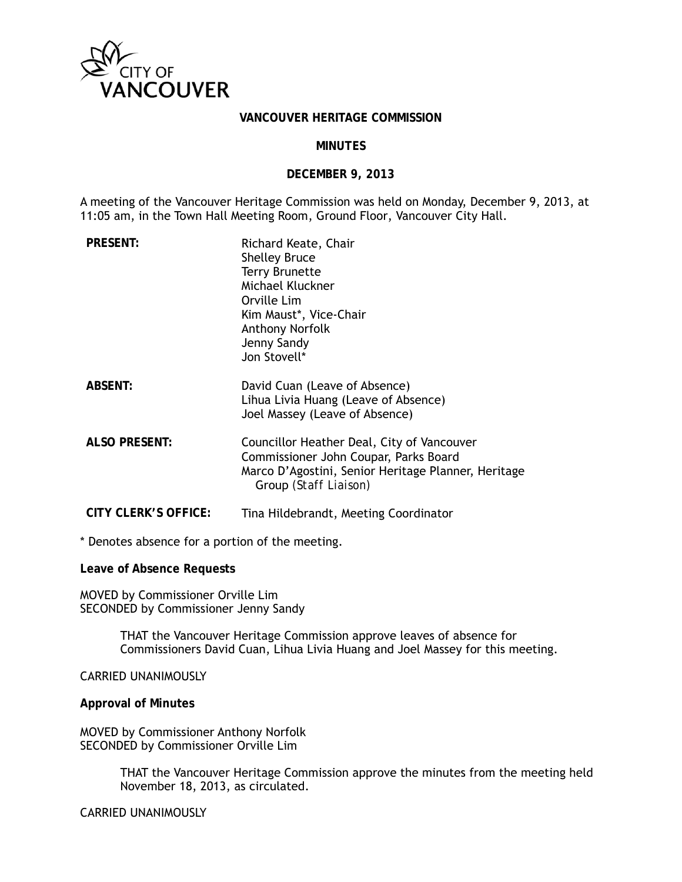# VANCOUVER HERITAGE COMMISSION

## MINUTES

### DECEMBER 9, 2013

A meeting of the Vancouver Heritage Commission was held on Monday, December 9, 2013, at 11:05 am, in the Town Hall Meeting Room, Ground Floor, Vancouver City Hall.

| | |
|---|---|
| **PRESENT:** | Richard Keate, Chair<br>Shelley Bruce<br>Terry Brunette<br>Michael Kluckner<br>Orville Lim<br>Kim Maust*, Vice-Chair<br>Anthony Norfolk<br>Jenny Sandy<br>Jon Stovell* |
| **ABSENT:** | David Cuan (Leave of Absence)<br>Lihua Livia Huang (Leave of Absence)<br>Joel Massey (Leave of Absence) |
| **ALSO PRESENT:** | Councillor Heather Deal, City of Vancouver<br>Commissioner John Coupar, Parks Board<br>Marco D'Agostini, Senior Heritage Planner, Heritage Group *(Staff Liaison)* |
| **CITY CLERK'S OFFICE:** | Tina Hildebrandt, Meeting Coordinator |

\* Denotes absence for a portion of the meeting.

**Leave of Absence Requests**

MOVED by Commissioner Orville Lim
SECONDED by Commissioner Jenny Sandy

> THAT the Vancouver Heritage Commission approve leaves of absence for Commissioners David Cuan, Lihua Livia Huang and Joel Massey for this meeting.

CARRIED UNANIMOUSLY

**Approval of Minutes**

MOVED by Commissioner Anthony Norfolk
SECONDED by Commissioner Orville Lim

> THAT the Vancouver Heritage Commission approve the minutes from the meeting held November 18, 2013, as circulated.

CARRIED UNANIMOUSLY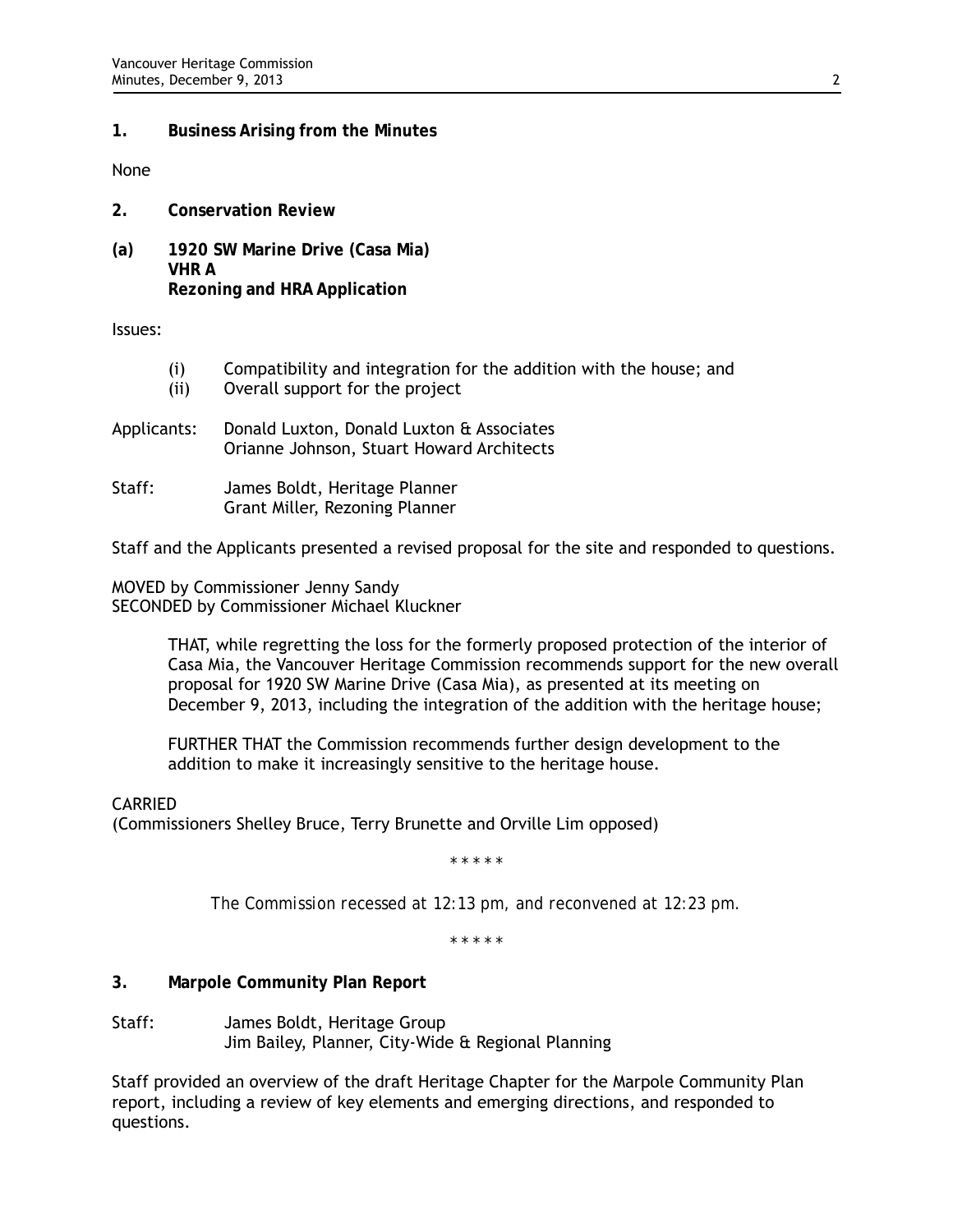## 1. Business Arising from the Minutes

None

## 2. Conservation Review

### (a) 1920 SW Marine Drive (Casa Mia)
**VHR A**
**Rezoning and HRA Application**

Issues:

- (i) Compatibility and integration for the addition with the house; and
- (ii) Overall support for the project

Applicants: Donald Luxton, Donald Luxton & Associates
Orianne Johnson, Stuart Howard Architects

Staff: James Boldt, Heritage Planner
Grant Miller, Rezoning Planner

Staff and the Applicants presented a revised proposal for the site and responded to questions.

MOVED by Commissioner Jenny Sandy
SECONDED by Commissioner Michael Kluckner

> THAT, while regretting the loss for the formerly proposed protection of the interior of Casa Mia, the Vancouver Heritage Commission recommends support for the new overall proposal for 1920 SW Marine Drive (Casa Mia), as presented at its meeting on December 9, 2013, including the integration of the addition with the heritage house;
>
> FURTHER THAT the Commission recommends further design development to the addition to make it increasingly sensitive to the heritage house.

CARRIED
(Commissioners Shelley Bruce, Terry Brunette and Orville Lim opposed)

\* \* \* \* \*

*The Commission recessed at 12:13 pm, and reconvened at 12:23 pm.*

\* \* \* \* \*

## 3. Marpole Community Plan Report

Staff: James Boldt, Heritage Group
Jim Bailey, Planner, City-Wide & Regional Planning

Staff provided an overview of the draft Heritage Chapter for the Marpole Community Plan report, including a review of key elements and emerging directions, and responded to questions.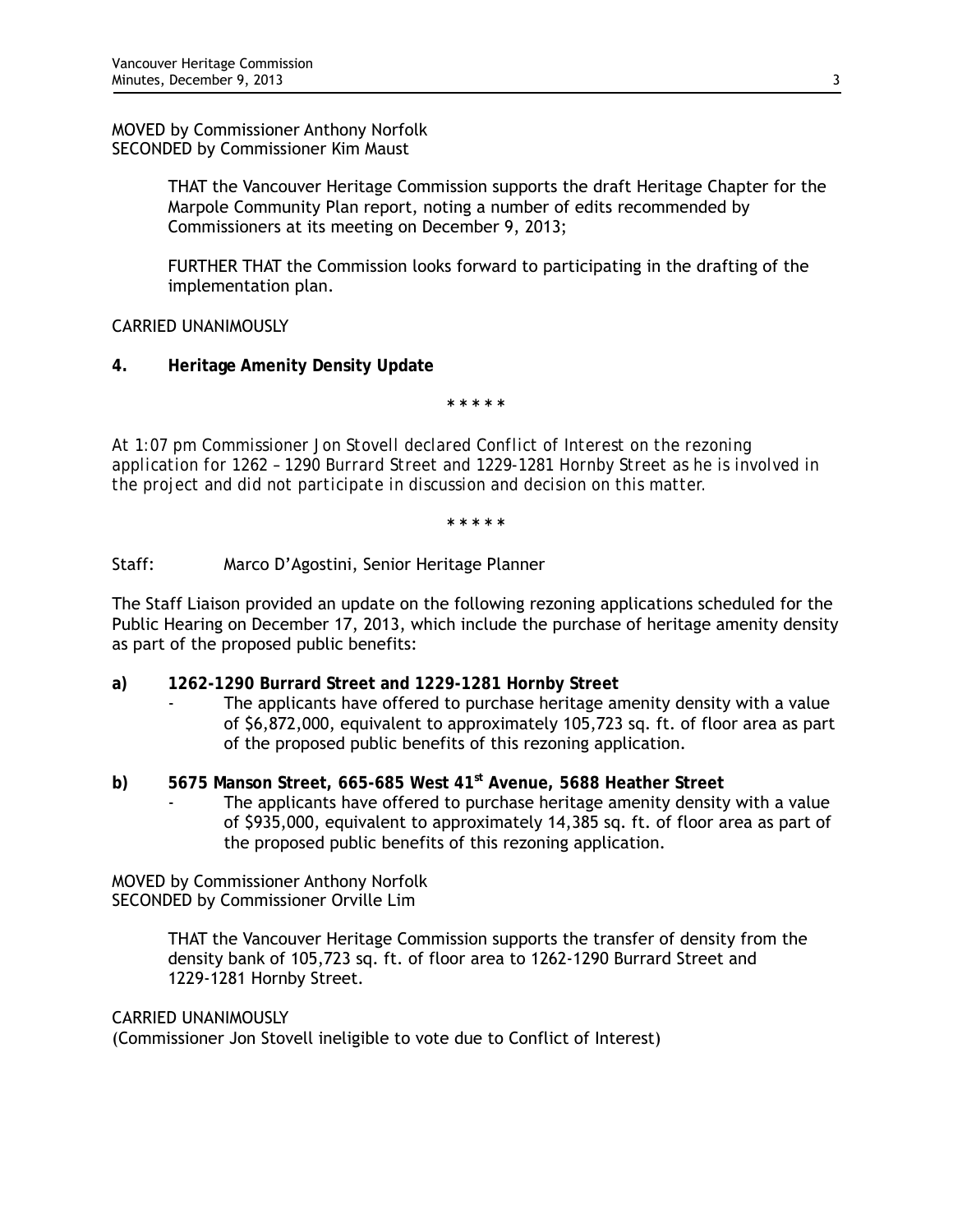MOVED by Commissioner Anthony Norfolk
SECONDED by Commissioner Kim Maust

> THAT the Vancouver Heritage Commission supports the draft Heritage Chapter for the Marpole Community Plan report, noting a number of edits recommended by Commissioners at its meeting on December 9, 2013;
>
> FURTHER THAT the Commission looks forward to participating in the drafting of the implementation plan.

CARRIED UNANIMOUSLY

**4. Heritage Amenity Density Update**

\* \* \* \* \*

*At 1:07 pm Commissioner Jon Stovell declared Conflict of Interest on the rezoning application for 1262 – 1290 Burrard Street and 1229-1281 Hornby Street as he is involved in the project and did not participate in discussion and decision on this matter.*

\* \* \* \* \*

Staff: Marco D'Agostini, Senior Heritage Planner

The Staff Liaison provided an update on the following rezoning applications scheduled for the Public Hearing on December 17, 2013, which include the purchase of heritage amenity density as part of the proposed public benefits:

**a) 1262-1290 Burrard Street and 1229-1281 Hornby Street**

- The applicants have offered to purchase heritage amenity density with a value of $6,872,000, equivalent to approximately 105,723 sq. ft. of floor area as part of the proposed public benefits of this rezoning application.

**b) 5675 Manson Street, 665-685 West 41st Avenue, 5688 Heather Street**

- The applicants have offered to purchase heritage amenity density with a value of $935,000, equivalent to approximately 14,385 sq. ft. of floor area as part of the proposed public benefits of this rezoning application.

MOVED by Commissioner Anthony Norfolk
SECONDED by Commissioner Orville Lim

> THAT the Vancouver Heritage Commission supports the transfer of density from the density bank of 105,723 sq. ft. of floor area to 1262-1290 Burrard Street and 1229-1281 Hornby Street.

CARRIED UNANIMOUSLY
(Commissioner Jon Stovell ineligible to vote due to Conflict of Interest)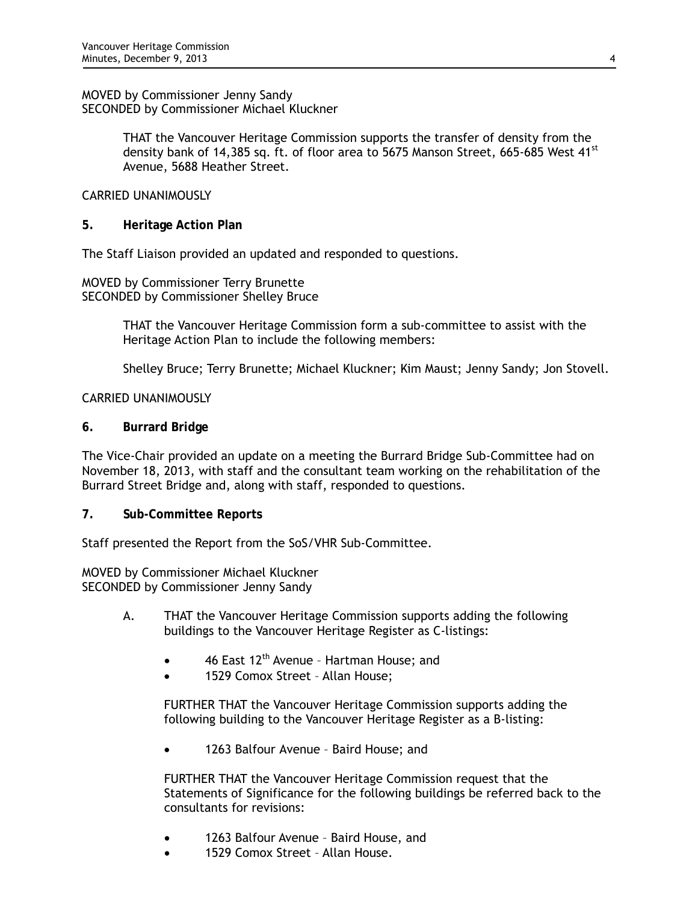MOVED by Commissioner Jenny Sandy
SECONDED by Commissioner Michael Kluckner

> THAT the Vancouver Heritage Commission supports the transfer of density from the density bank of 14,385 sq. ft. of floor area to 5675 Manson Street, 665-685 West 41st Avenue, 5688 Heather Street.

CARRIED UNANIMOUSLY

**5. Heritage Action Plan**

The Staff Liaison provided an updated and responded to questions.

MOVED by Commissioner Terry Brunette
SECONDED by Commissioner Shelley Bruce

> THAT the Vancouver Heritage Commission form a sub-committee to assist with the Heritage Action Plan to include the following members:
>
> Shelley Bruce; Terry Brunette; Michael Kluckner; Kim Maust; Jenny Sandy; Jon Stovell.

CARRIED UNANIMOUSLY

**6. Burrard Bridge**

The Vice-Chair provided an update on a meeting the Burrard Bridge Sub-Committee had on November 18, 2013, with staff and the consultant team working on the rehabilitation of the Burrard Street Bridge and, along with staff, responded to questions.

**7. Sub-Committee Reports**

Staff presented the Report from the SoS/VHR Sub-Committee.

MOVED by Commissioner Michael Kluckner
SECONDED by Commissioner Jenny Sandy

A. THAT the Vancouver Heritage Commission supports adding the following buildings to the Vancouver Heritage Register as C-listings:

- 46 East 12th Avenue – Hartman House; and
- 1529 Comox Street – Allan House;

FURTHER THAT the Vancouver Heritage Commission supports adding the following building to the Vancouver Heritage Register as a B-listing:

- 1263 Balfour Avenue – Baird House; and

FURTHER THAT the Vancouver Heritage Commission request that the Statements of Significance for the following buildings be referred back to the consultants for revisions:

- 1263 Balfour Avenue – Baird House, and
- 1529 Comox Street – Allan House.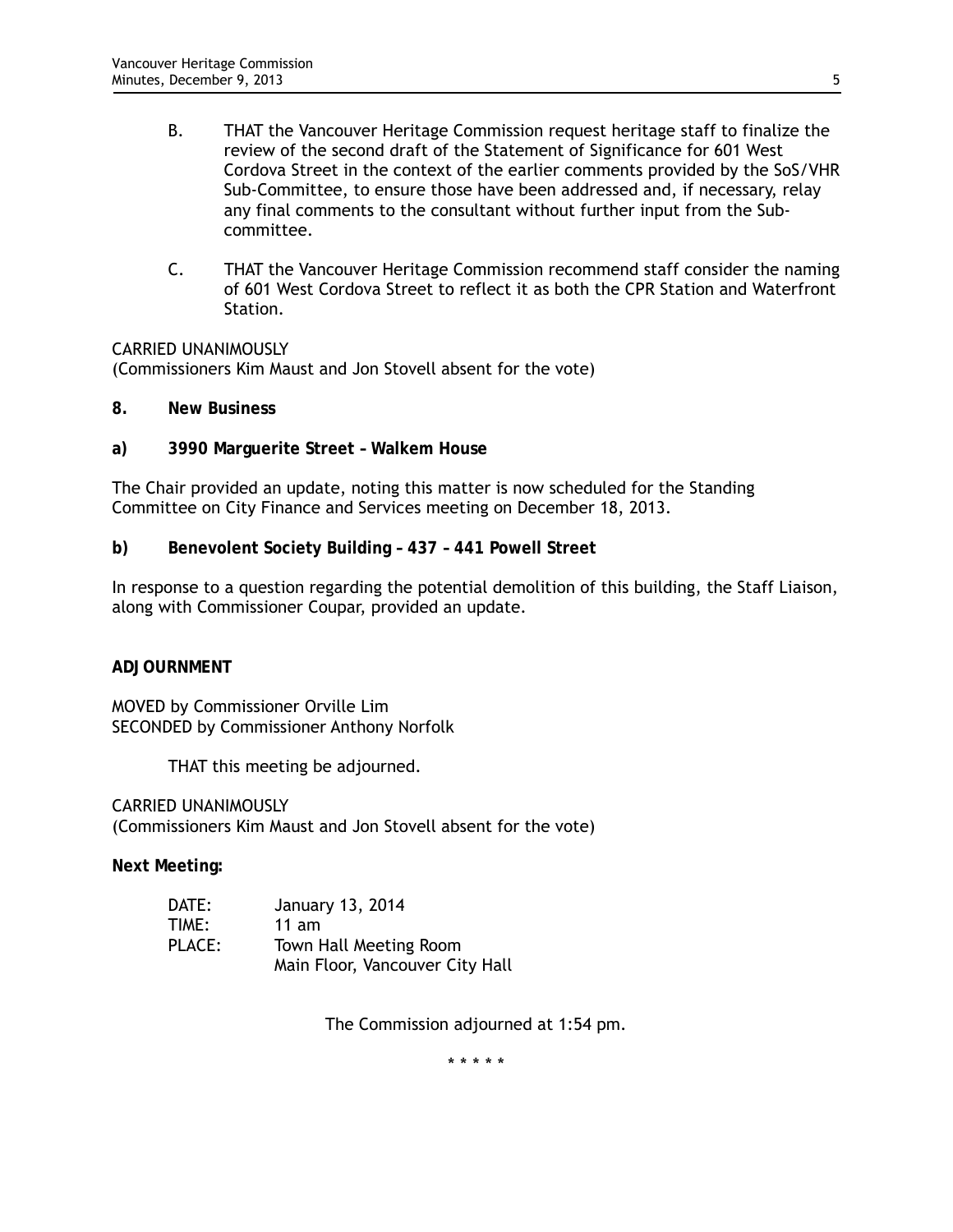B. THAT the Vancouver Heritage Commission request heritage staff to finalize the review of the second draft of the Statement of Significance for 601 West Cordova Street in the context of the earlier comments provided by the SoS/VHR Sub-Committee, to ensure those have been addressed and, if necessary, relay any final comments to the consultant without further input from the Sub-committee.

C. THAT the Vancouver Heritage Commission recommend staff consider the naming of 601 West Cordova Street to reflect it as both the CPR Station and Waterfront Station.

CARRIED UNANIMOUSLY
(Commissioners Kim Maust and Jon Stovell absent for the vote)

## 8. New Business

### a) 3990 Marguerite Street – Walkem House

The Chair provided an update, noting this matter is now scheduled for the Standing Committee on City Finance and Services meeting on December 18, 2013.

### b) Benevolent Society Building – 437 – 441 Powell Street

In response to a question regarding the potential demolition of this building, the Staff Liaison, along with Commissioner Coupar, provided an update.

## ADJOURNMENT

MOVED by Commissioner Orville Lim
SECONDED by Commissioner Anthony Norfolk

THAT this meeting be adjourned.

CARRIED UNANIMOUSLY
(Commissioners Kim Maust and Jon Stovell absent for the vote)

**Next Meeting:**

| | |
|---|---|
| DATE: | January 13, 2014 |
| TIME: | 11 am |
| PLACE: | Town Hall Meeting Room<br>Main Floor, Vancouver City Hall |

The Commission adjourned at 1:54 pm.

\* \* \* \* \*